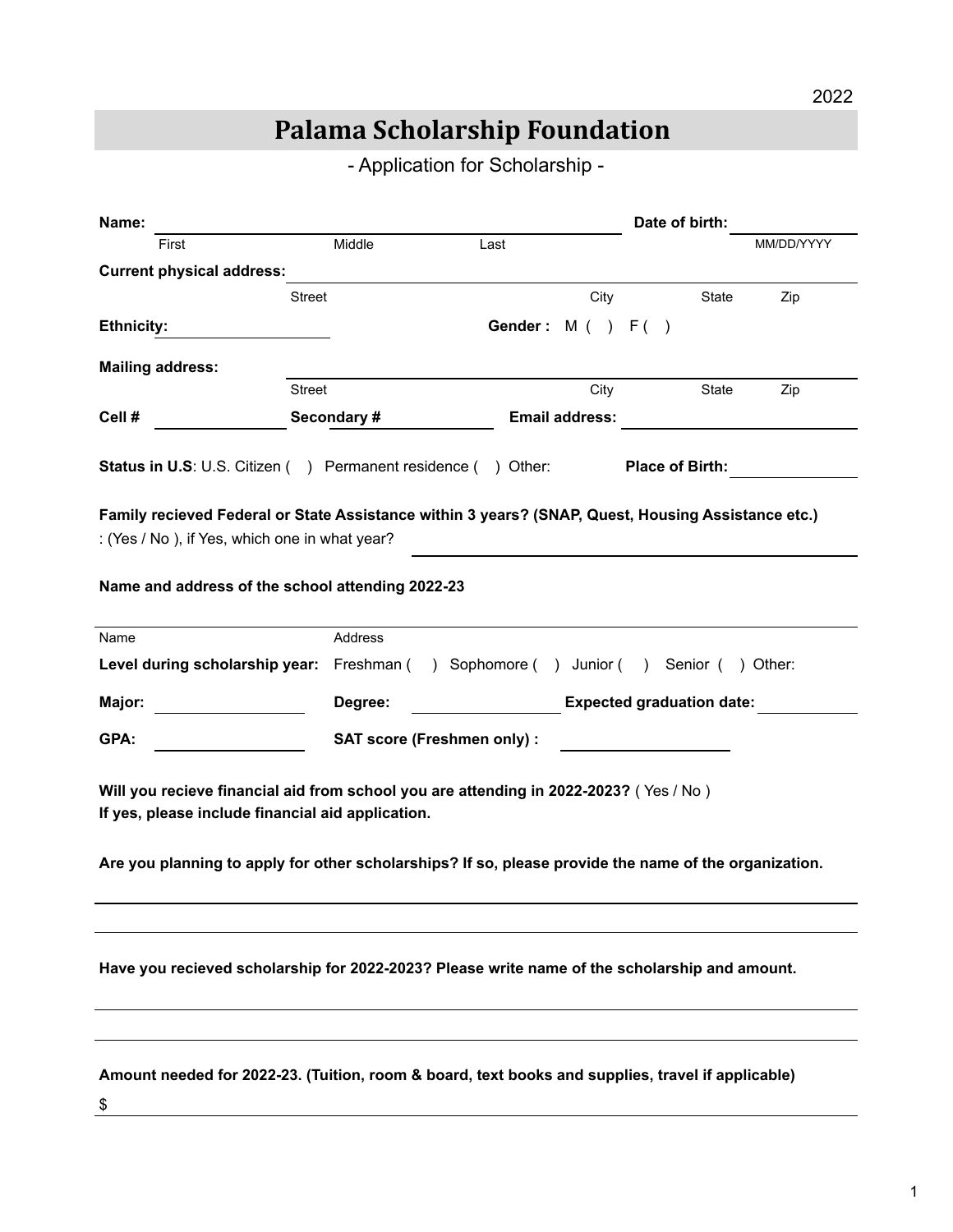2022

# Palama Scholarship Foundation

- Application for Scholarship -

**Name:** ______________________________________________ **Date of birth:** ____________

First Middle Last MM/DD/YYYY

**Current physical address:** ________________________________________________

Street City State Zip

**Ethnicity:** ________________ **Gender :** M ( ) F ( )

**Mailing address:** ________________________________________________

Street City State Zip

**Cell #** ____________ **Secondary #** ____________ **Email address:** ____________________

**Status in U.S**: U.S. Citizen ( ) Permanent residence ( ) Other: **Place of Birth:** ____________

**Family recieved Federal or State Assistance within 3 years? (SNAP, Quest, Housing Assistance etc.)**
: (Yes / No ), if Yes, which one in what year? ________________________________

**Name and address of the school attending 2022-23**

________________________________________________

Name Address

**Level during scholarship year:** Freshman ( ) Sophomore ( ) Junior ( ) Senior ( ) Other:

**Major:** ____________ **Degree:** ____________ **Expected graduation date:** ____________

**GPA:** ____________ **SAT score (Freshmen only) :** ____________

**Will you recieve financial aid from school you are attending in 2022-2023?** ( Yes / No )
**If yes, please include financial aid application.**

**Are you planning to apply for other scholarships? If so, please provide the name of the organization.**

________________________________________________

________________________________________________

**Have you recieved scholarship for 2022-2023? Please write name of the scholarship and amount.**

________________________________________________

________________________________________________

**Amount needed for 2022-23. (Tuition, room & board, text books and supplies, travel if applicable)**

$ ________________________________________________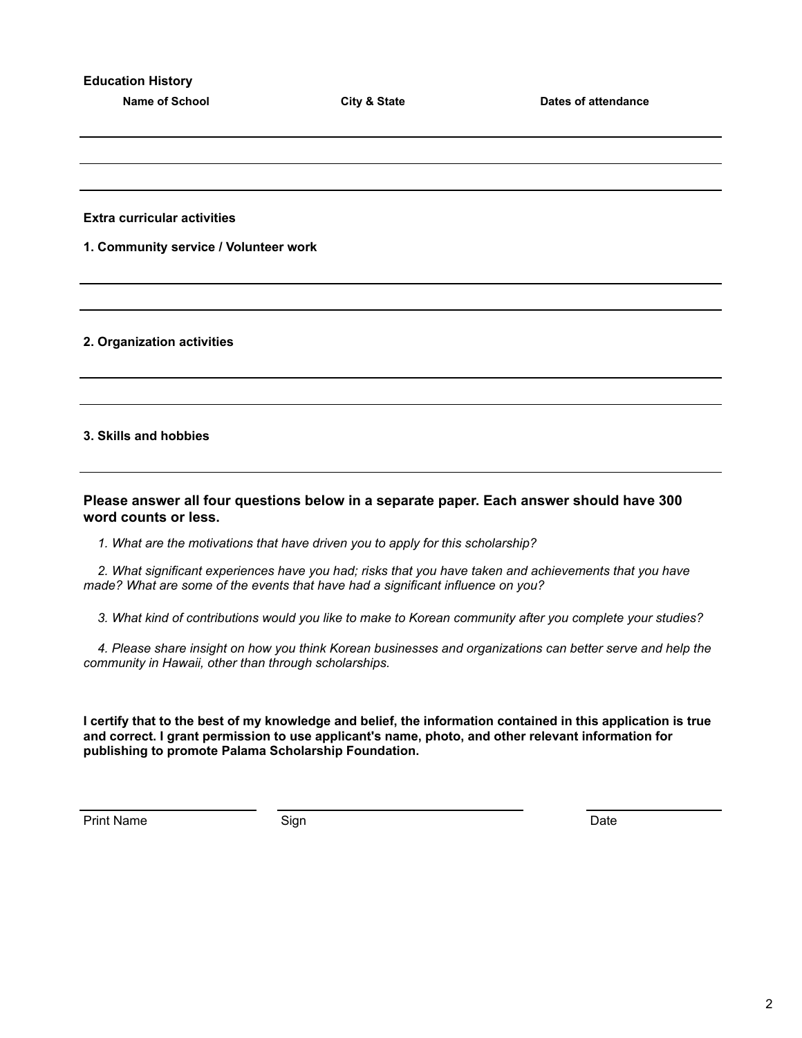**Education History**

| Name of School | City & State | Dates of attendance |
|---|---|---|
| | | |
| | | |

**Extra curricular activities**

**1. Community service / Volunteer work**

**2. Organization activities**

**3. Skills and hobbies**

**Please answer all four questions below in a separate paper. Each answer should have 300 word counts or less.**

1. *What are the motivations that have driven you to apply for this scholarship?*

2. *What significant experiences have you had; risks that you have taken and achievements that you have made? What are some of the events that have had a significant influence on you?*

3. *What kind of contributions would you like to make to Korean community after you complete your studies?*

4. *Please share insight on how you think Korean businesses and organizations can better serve and help the community in Hawaii, other than through scholarships.*

**I certify that to the best of my knowledge and belief, the information contained in this application is true and correct. I grant permission to use applicant's name, photo, and other relevant information for publishing to promote Palama Scholarship Foundation.**

Print Name &nbsp;&nbsp;&nbsp;&nbsp; Sign &nbsp;&nbsp;&nbsp;&nbsp; Date